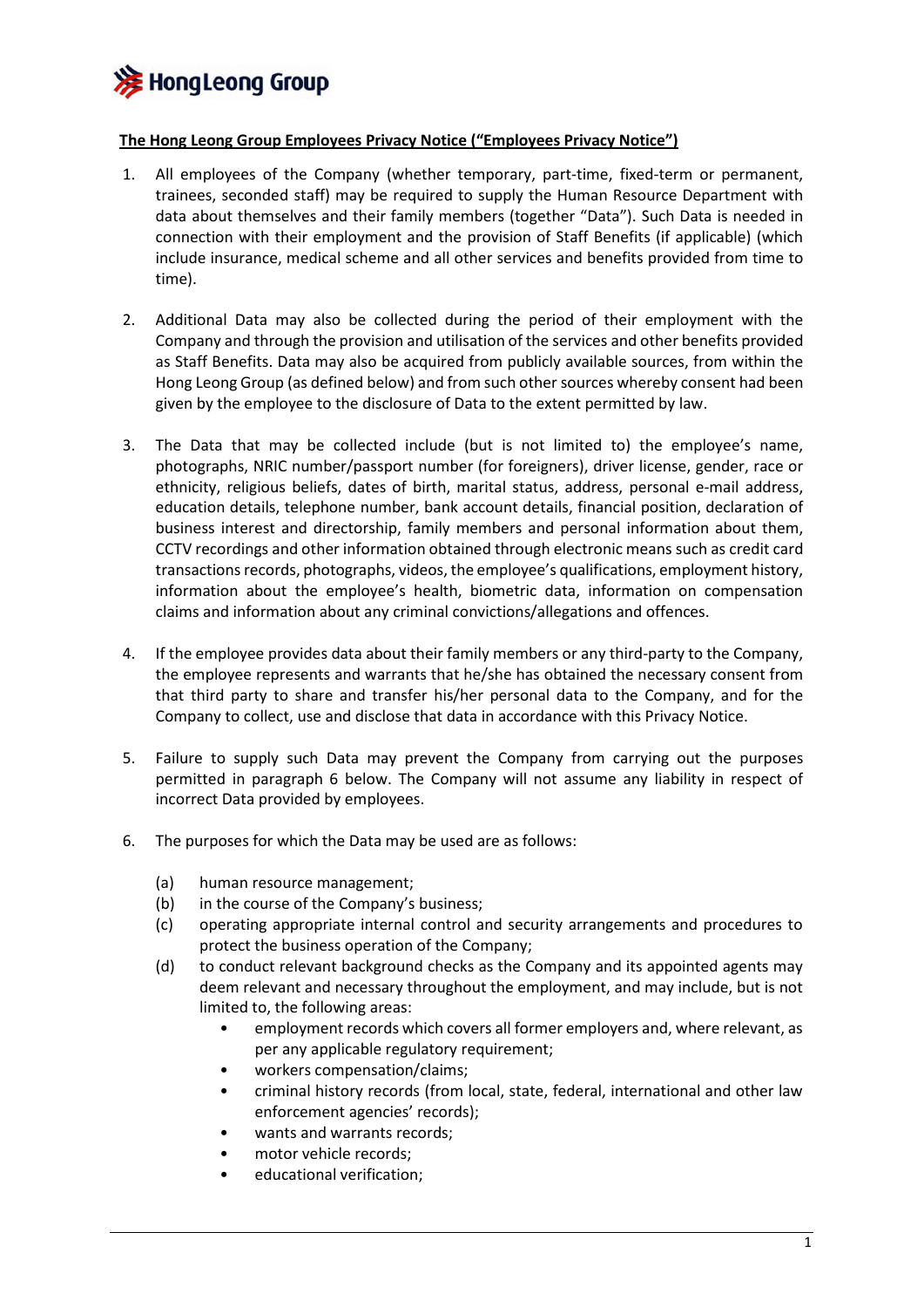Hong Leong Group

**The Hong Leong Group Employees Privacy Notice ("Employees Privacy Notice")**

1. All employees of the Company (whether temporary, part-time, fixed-term or permanent, trainees, seconded staff) may be required to supply the Human Resource Department with data about themselves and their family members (together "Data"). Such Data is needed in connection with their employment and the provision of Staff Benefits (if applicable) (which include insurance, medical scheme and all other services and benefits provided from time to time).

2. Additional Data may also be collected during the period of their employment with the Company and through the provision and utilisation of the services and other benefits provided as Staff Benefits. Data may also be acquired from publicly available sources, from within the Hong Leong Group (as defined below) and from such other sources whereby consent had been given by the employee to the disclosure of Data to the extent permitted by law.

3. The Data that may be collected include (but is not limited to) the employee's name, photographs, NRIC number/passport number (for foreigners), driver license, gender, race or ethnicity, religious beliefs, dates of birth, marital status, address, personal e-mail address, education details, telephone number, bank account details, financial position, declaration of business interest and directorship, family members and personal information about them, CCTV recordings and other information obtained through electronic means such as credit card transactions records, photographs, videos, the employee's qualifications, employment history, information about the employee's health, biometric data, information on compensation claims and information about any criminal convictions/allegations and offences.

4. If the employee provides data about their family members or any third-party to the Company, the employee represents and warrants that he/she has obtained the necessary consent from that third party to share and transfer his/her personal data to the Company, and for the Company to collect, use and disclose that data in accordance with this Privacy Notice.

5. Failure to supply such Data may prevent the Company from carrying out the purposes permitted in paragraph 6 below. The Company will not assume any liability in respect of incorrect Data provided by employees.

6. The purposes for which the Data may be used are as follows:

   (a) human resource management;
   
   (b) in the course of the Company's business;
   
   (c) operating appropriate internal control and security arrangements and procedures to protect the business operation of the Company;
   
   (d) to conduct relevant background checks as the Company and its appointed agents may deem relevant and necessary throughout the employment, and may include, but is not limited to, the following areas:
   
   - employment records which covers all former employers and, where relevant, as per any applicable regulatory requirement;
   - workers compensation/claims;
   - criminal history records (from local, state, federal, international and other law enforcement agencies' records);
   - wants and warrants records;
   - motor vehicle records;
   - educational verification;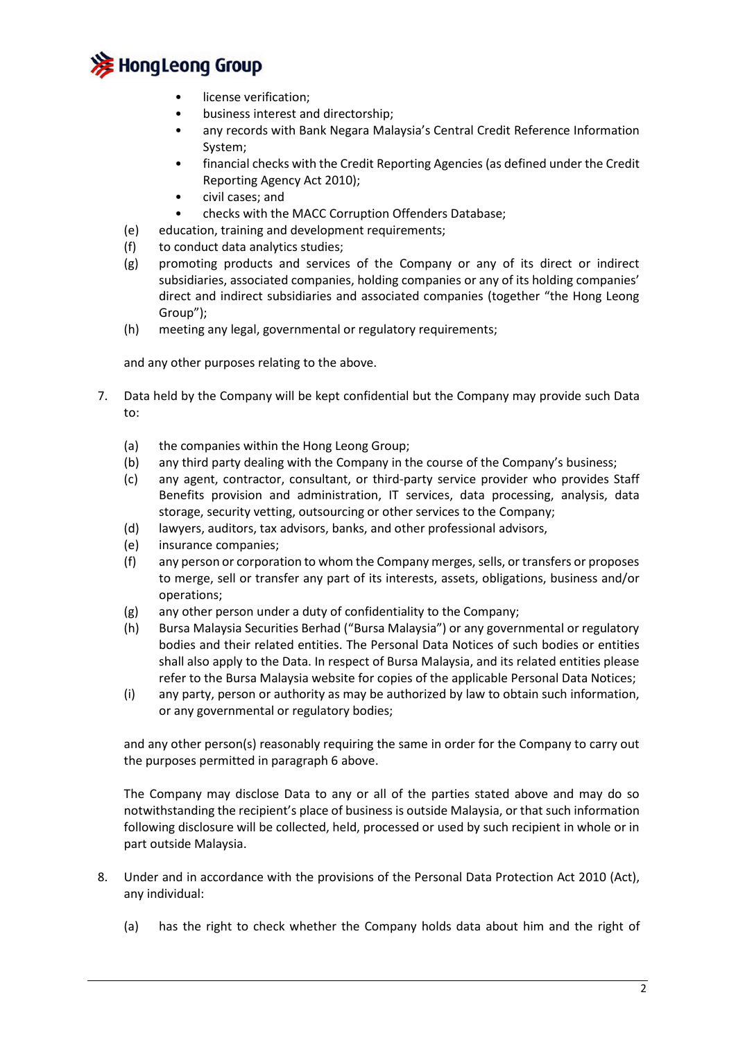- license verification;
- business interest and directorship;
- any records with Bank Negara Malaysia's Central Credit Reference Information System;
- financial checks with the Credit Reporting Agencies (as defined under the Credit Reporting Agency Act 2010);
- civil cases; and
- checks with the MACC Corruption Offenders Database;

(e) education, training and development requirements;

(f) to conduct data analytics studies;

(g) promoting products and services of the Company or any of its direct or indirect subsidiaries, associated companies, holding companies or any of its holding companies' direct and indirect subsidiaries and associated companies (together "the Hong Leong Group");

(h) meeting any legal, governmental or regulatory requirements;

and any other purposes relating to the above.

7. Data held by the Company will be kept confidential but the Company may provide such Data to:

   (a) the companies within the Hong Leong Group;

   (b) any third party dealing with the Company in the course of the Company's business;

   (c) any agent, contractor, consultant, or third-party service provider who provides Staff Benefits provision and administration, IT services, data processing, analysis, data storage, security vetting, outsourcing or other services to the Company;

   (d) lawyers, auditors, tax advisors, banks, and other professional advisors,

   (e) insurance companies;

   (f) any person or corporation to whom the Company merges, sells, or transfers or proposes to merge, sell or transfer any part of its interests, assets, obligations, business and/or operations;

   (g) any other person under a duty of confidentiality to the Company;

   (h) Bursa Malaysia Securities Berhad ("Bursa Malaysia") or any governmental or regulatory bodies and their related entities. The Personal Data Notices of such bodies or entities shall also apply to the Data. In respect of Bursa Malaysia, and its related entities please refer to the Bursa Malaysia website for copies of the applicable Personal Data Notices;

   (i) any party, person or authority as may be authorized by law to obtain such information, or any governmental or regulatory bodies;

   and any other person(s) reasonably requiring the same in order for the Company to carry out the purposes permitted in paragraph 6 above.

   The Company may disclose Data to any or all of the parties stated above and may do so notwithstanding the recipient's place of business is outside Malaysia, or that such information following disclosure will be collected, held, processed or used by such recipient in whole or in part outside Malaysia.

8. Under and in accordance with the provisions of the Personal Data Protection Act 2010 (Act), any individual:

   (a) has the right to check whether the Company holds data about him and the right of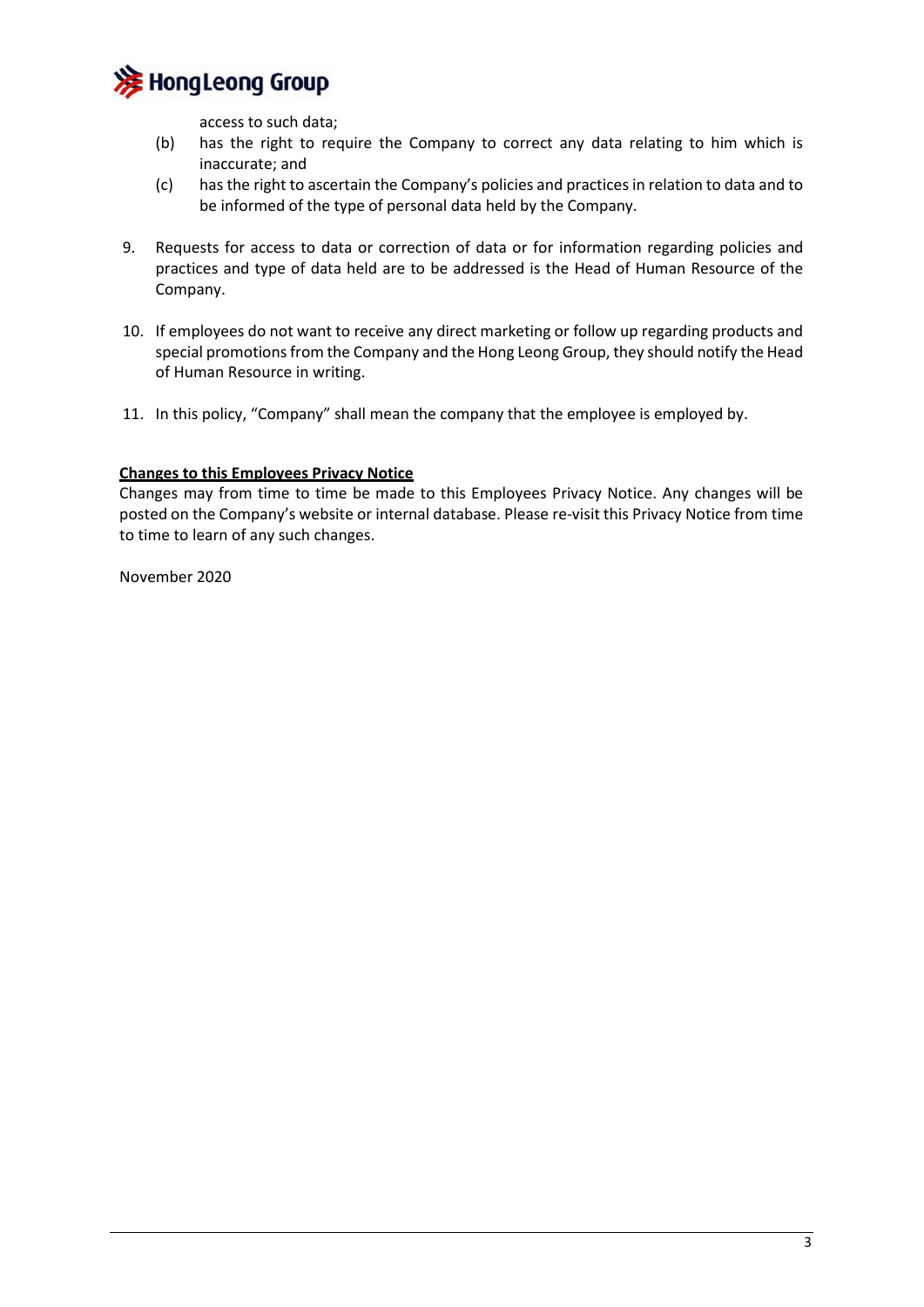access to such data;

(b) has the right to require the Company to correct any data relating to him which is inaccurate; and

(c) has the right to ascertain the Company's policies and practices in relation to data and to be informed of the type of personal data held by the Company.

9. Requests for access to data or correction of data or for information regarding policies and practices and type of data held are to be addressed is the Head of Human Resource of the Company.

10. If employees do not want to receive any direct marketing or follow up regarding products and special promotions from the Company and the Hong Leong Group, they should notify the Head of Human Resource in writing.

11. In this policy, "Company" shall mean the company that the employee is employed by.

**Changes to this Employees Privacy Notice**

Changes may from time to time be made to this Employees Privacy Notice. Any changes will be posted on the Company's website or internal database. Please re-visit this Privacy Notice from time to time to learn of any such changes.

November 2020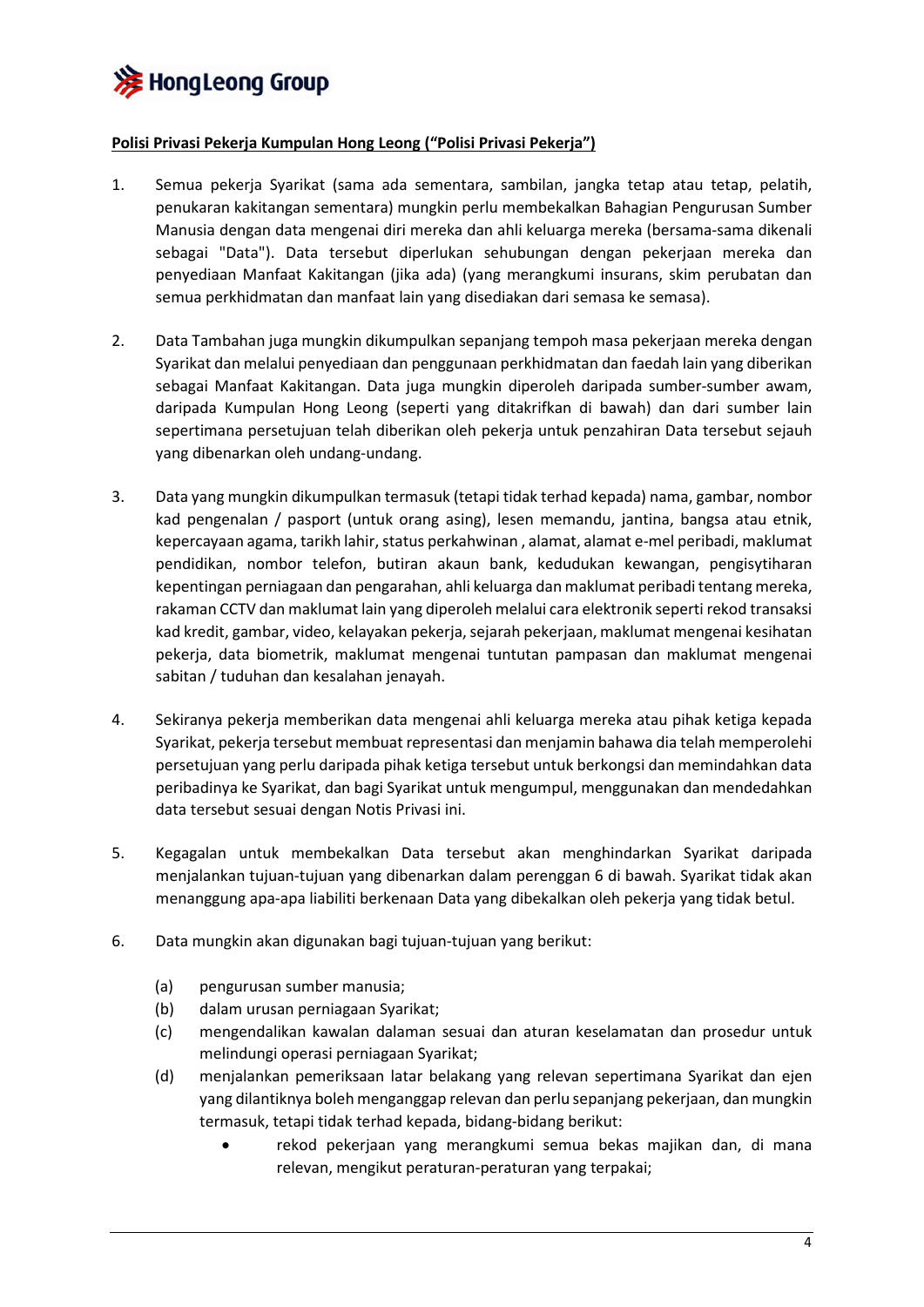**Polisi Privasi Pekerja Kumpulan Hong Leong ("Polisi Privasi Pekerja")**

1. Semua pekerja Syarikat (sama ada sementara, sambilan, jangka tetap atau tetap, pelatih, penukaran kakitangan sementara) mungkin perlu membekalkan Bahagian Pengurusan Sumber Manusia dengan data mengenai diri mereka dan ahli keluarga mereka (bersama-sama dikenali sebagai "Data"). Data tersebut diperlukan sehubungan dengan pekerjaan mereka dan penyediaan Manfaat Kakitangan (jika ada) (yang merangkumi insurans, skim perubatan dan semua perkhidmatan dan manfaat lain yang disediakan dari semasa ke semasa).

2. Data Tambahan juga mungkin dikumpulkan sepanjang tempoh masa pekerjaan mereka dengan Syarikat dan melalui penyediaan dan penggunaan perkhidmatan dan faedah lain yang diberikan sebagai Manfaat Kakitangan. Data juga mungkin diperoleh daripada sumber-sumber awam, daripada Kumpulan Hong Leong (seperti yang ditakrifkan di bawah) dan dari sumber lain sepertimana persetujuan telah diberikan oleh pekerja untuk penzahiran Data tersebut sejauh yang dibenarkan oleh undang-undang.

3. Data yang mungkin dikumpulkan termasuk (tetapi tidak terhad kepada) nama, gambar, nombor kad pengenalan / pasport (untuk orang asing), lesen memandu, jantina, bangsa atau etnik, kepercayaan agama, tarikh lahir, status perkahwinan , alamat, alamat e-mel peribadi, maklumat pendidikan, nombor telefon, butiran akaun bank, kedudukan kewangan, pengisytiharan kepentingan perniagaan dan pengarahan, ahli keluarga dan maklumat peribadi tentang mereka, rakaman CCTV dan maklumat lain yang diperoleh melalui cara elektronik seperti rekod transaksi kad kredit, gambar, video, kelayakan pekerja, sejarah pekerjaan, maklumat mengenai kesihatan pekerja, data biometrik, maklumat mengenai tuntutan pampasan dan maklumat mengenai sabitan / tuduhan dan kesalahan jenayah.

4. Sekiranya pekerja memberikan data mengenai ahli keluarga mereka atau pihak ketiga kepada Syarikat, pekerja tersebut membuat representasi dan menjamin bahawa dia telah memperolehi persetujuan yang perlu daripada pihak ketiga tersebut untuk berkongsi dan memindahkan data peribadinya ke Syarikat, dan bagi Syarikat untuk mengumpul, menggunakan dan mendedahkan data tersebut sesuai dengan Notis Privasi ini.

5. Kegagalan untuk membekalkan Data tersebut akan menghindarkan Syarikat daripada menjalankan tujuan-tujuan yang dibenarkan dalam perenggan 6 di bawah. Syarikat tidak akan menanggung apa-apa liabiliti berkenaan Data yang dibekalkan oleh pekerja yang tidak betul.

6. Data mungkin akan digunakan bagi tujuan-tujuan yang berikut:

   (a) pengurusan sumber manusia;
   
   (b) dalam urusan perniagaan Syarikat;
   
   (c) mengendalikan kawalan dalaman sesuai dan aturan keselamatan dan prosedur untuk melindungi operasi perniagaan Syarikat;
   
   (d) menjalankan pemeriksaan latar belakang yang relevan sepertimana Syarikat dan ejen yang dilantiknya boleh menganggap relevan dan perlu sepanjang pekerjaan, dan mungkin termasuk, tetapi tidak terhad kepada, bidang-bidang berikut:
   
      - rekod pekerjaan yang merangkumi semua bekas majikan dan, di mana relevan, mengikut peraturan-peraturan yang terpakai;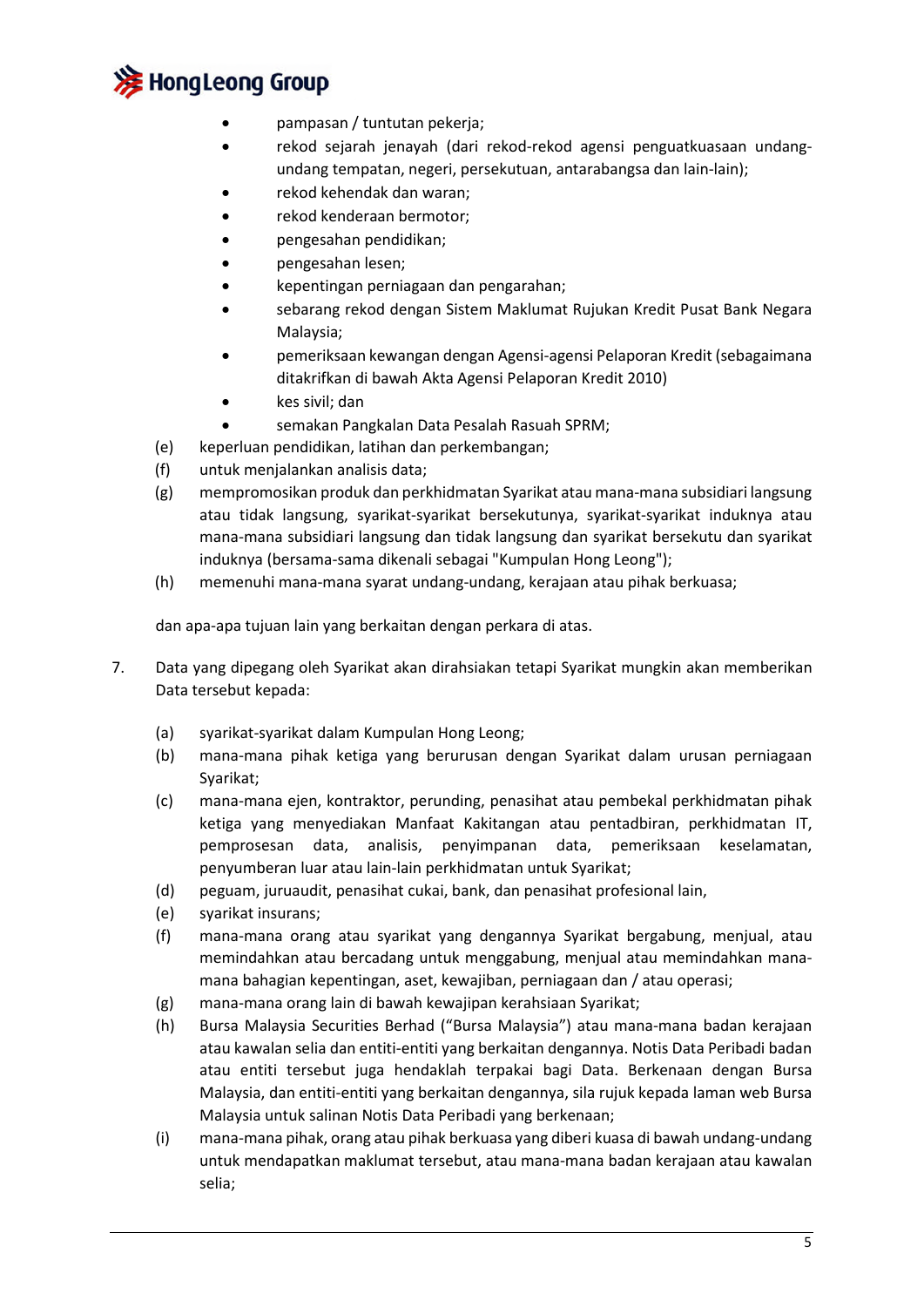- pampasan / tuntutan pekerja;
- rekod sejarah jenayah (dari rekod-rekod agensi penguatkuasaan undang-undang tempatan, negeri, persekutuan, antarabangsa dan lain-lain);
- rekod kehendak dan waran;
- rekod kenderaan bermotor;
- pengesahan pendidikan;
- pengesahan lesen;
- kepentingan perniagaan dan pengarahan;
- sebarang rekod dengan Sistem Maklumat Rujukan Kredit Pusat Bank Negara Malaysia;
- pemeriksaan kewangan dengan Agensi-agensi Pelaporan Kredit (sebagaimana ditakrifkan di bawah Akta Agensi Pelaporan Kredit 2010)
- kes sivil; dan
- semakan Pangkalan Data Pesalah Rasuah SPRM;

(e) keperluan pendidikan, latihan dan perkembangan;

(f) untuk menjalankan analisis data;

(g) mempromosikan produk dan perkhidmatan Syarikat atau mana-mana subsidiari langsung atau tidak langsung, syarikat-syarikat bersekutunya, syarikat-syarikat induknya atau mana-mana subsidiari langsung dan tidak langsung dan syarikat bersekutu dan syarikat induknya (bersama-sama dikenali sebagai "Kumpulan Hong Leong");

(h) memenuhi mana-mana syarat undang-undang, kerajaan atau pihak berkuasa;

dan apa-apa tujuan lain yang berkaitan dengan perkara di atas.

7. Data yang dipegang oleh Syarikat akan dirahsiakan tetapi Syarikat mungkin akan memberikan Data tersebut kepada:

(a) syarikat-syarikat dalam Kumpulan Hong Leong;

(b) mana-mana pihak ketiga yang berurusan dengan Syarikat dalam urusan perniagaan Syarikat;

(c) mana-mana ejen, kontraktor, perunding, penasihat atau pembekal perkhidmatan pihak ketiga yang menyediakan Manfaat Kakitangan atau pentadbiran, perkhidmatan IT, pemprosesan data, analisis, penyimpanan data, pemeriksaan keselamatan, penyumberan luar atau lain-lain perkhidmatan untuk Syarikat;

(d) peguam, juruaudit, penasihat cukai, bank, dan penasihat profesional lain,

(e) syarikat insurans;

(f) mana-mana orang atau syarikat yang dengannya Syarikat bergabung, menjual, atau memindahkan atau bercadang untuk menggabung, menjual atau memindahkan mana-mana bahagian kepentingan, aset, kewajiban, perniagaan dan / atau operasi;

(g) mana-mana orang lain di bawah kewajipan kerahsiaan Syarikat;

(h) Bursa Malaysia Securities Berhad ("Bursa Malaysia") atau mana-mana badan kerajaan atau kawalan selia dan entiti-entiti yang berkaitan dengannya. Notis Data Peribadi badan atau entiti tersebut juga hendaklah terpakai bagi Data. Berkenaan dengan Bursa Malaysia, dan entiti-entiti yang berkaitan dengannya, sila rujuk kepada laman web Bursa Malaysia untuk salinan Notis Data Peribadi yang berkenaan;

(i) mana-mana pihak, orang atau pihak berkuasa yang diberi kuasa di bawah undang-undang untuk mendapatkan maklumat tersebut, atau mana-mana badan kerajaan atau kawalan selia;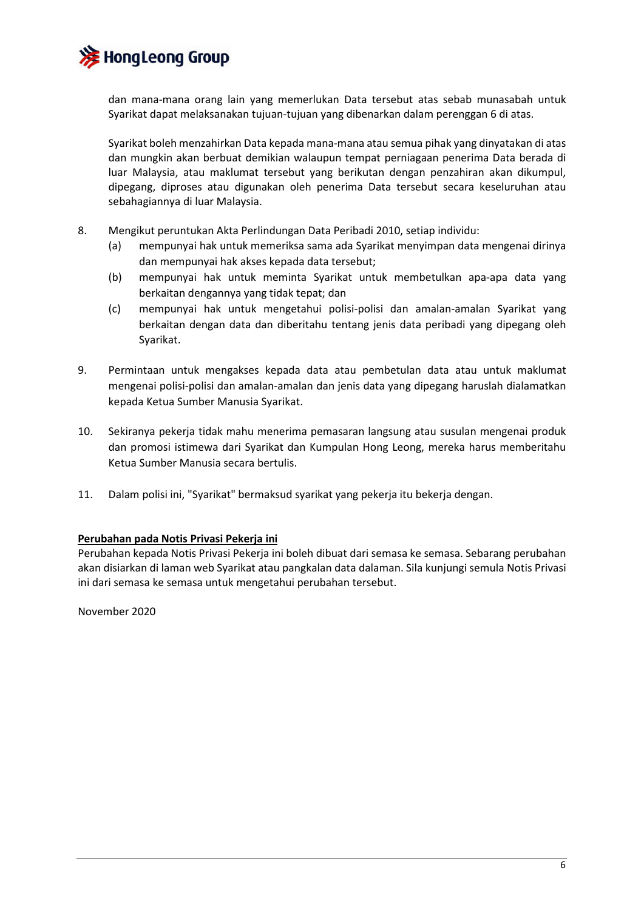dan mana-mana orang lain yang memerlukan Data tersebut atas sebab munasabah untuk Syarikat dapat melaksanakan tujuan-tujuan yang dibenarkan dalam perenggan 6 di atas.

Syarikat boleh menzahirkan Data kepada mana-mana atau semua pihak yang dinyatakan di atas dan mungkin akan berbuat demikian walaupun tempat perniagaan penerima Data berada di luar Malaysia, atau maklumat tersebut yang berikutan dengan penzahiran akan dikumpul, dipegang, diproses atau digunakan oleh penerima Data tersebut secara keseluruhan atau sebahagiannya di luar Malaysia.

8. Mengikut peruntukan Akta Perlindungan Data Peribadi 2010, setiap individu:
   (a) mempunyai hak untuk memeriksa sama ada Syarikat menyimpan data mengenai dirinya dan mempunyai hak akses kepada data tersebut;
   (b) mempunyai hak untuk meminta Syarikat untuk membetulkan apa-apa data yang berkaitan dengannya yang tidak tepat; dan
   (c) mempunyai hak untuk mengetahui polisi-polisi dan amalan-amalan Syarikat yang berkaitan dengan data dan diberitahu tentang jenis data peribadi yang dipegang oleh Syarikat.

9. Permintaan untuk mengakses kepada data atau pembetulan data atau untuk maklumat mengenai polisi-polisi dan amalan-amalan dan jenis data yang dipegang haruslah dialamatkan kepada Ketua Sumber Manusia Syarikat.

10. Sekiranya pekerja tidak mahu menerima pemasaran langsung atau susulan mengenai produk dan promosi istimewa dari Syarikat dan Kumpulan Hong Leong, mereka harus memberitahu Ketua Sumber Manusia secara bertulis.

11. Dalam polisi ini, "Syarikat" bermaksud syarikat yang pekerja itu bekerja dengan.

**Perubahan pada Notis Privasi Pekerja ini**

Perubahan kepada Notis Privasi Pekerja ini boleh dibuat dari semasa ke semasa. Sebarang perubahan akan disiarkan di laman web Syarikat atau pangkalan data dalaman. Sila kunjungi semula Notis Privasi ini dari semasa ke semasa untuk mengetahui perubahan tersebut.

November 2020